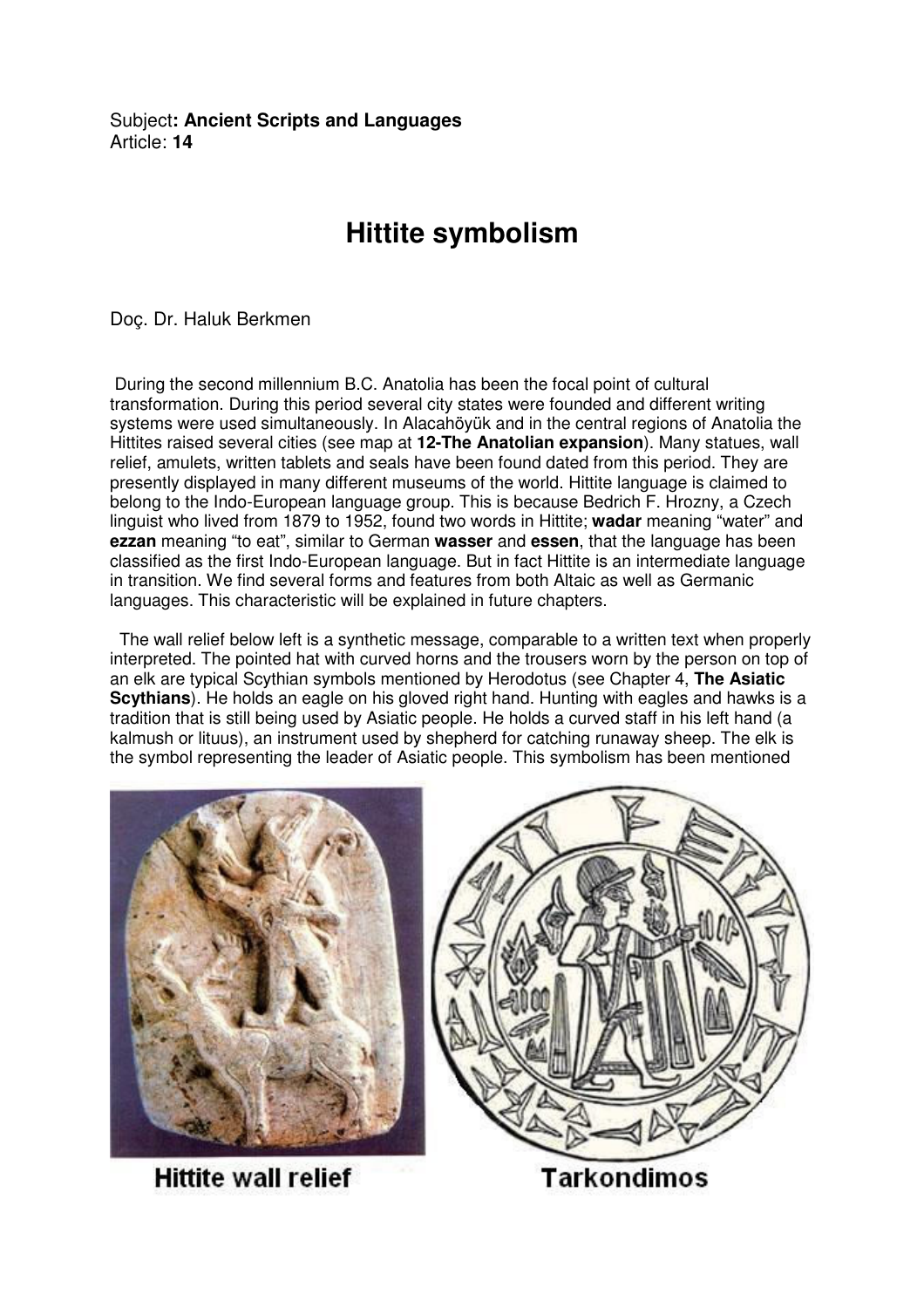Subject**: Ancient Scripts and Languages**
Article: **14**

# Hittite symbolism

Doç. Dr. Haluk Berkmen

During the second millennium B.C. Anatolia has been the focal point of cultural transformation. During this period several city states were founded and different writing systems were used simultaneously. In Alacahöyük and in the central regions of Anatolia the Hittites raised several cities (see map at **12-The Anatolian expansion**). Many statues, wall relief, amulets, written tablets and seals have been found dated from this period. They are presently displayed in many different museums of the world. Hittite language is claimed to belong to the Indo-European language group. This is because Bedrich F. Hrozny, a Czech linguist who lived from 1879 to 1952, found two words in Hittite; **wadar** meaning "water" and **ezzan** meaning "to eat", similar to German **wasser** and **essen**, that the language has been classified as the first Indo-European language. But in fact Hittite is an intermediate language in transition. We find several forms and features from both Altaic as well as Germanic languages. This characteristic will be explained in future chapters.

The wall relief below left is a synthetic message, comparable to a written text when properly interpreted. The pointed hat with curved horns and the trousers worn by the person on top of an elk are typical Scythian symbols mentioned by Herodotus (see Chapter 4, **The Asiatic Scythians**). He holds an eagle on his gloved right hand. Hunting with eagles and hawks is a tradition that is still being used by Asiatic people. He holds a curved staff in his left hand (a kalmush or lituus), an instrument used by shepherd for catching runaway sheep. The elk is the symbol representing the leader of Asiatic people. This symbolism has been mentioned

**Hittite wall relief**

**Tarkondimos**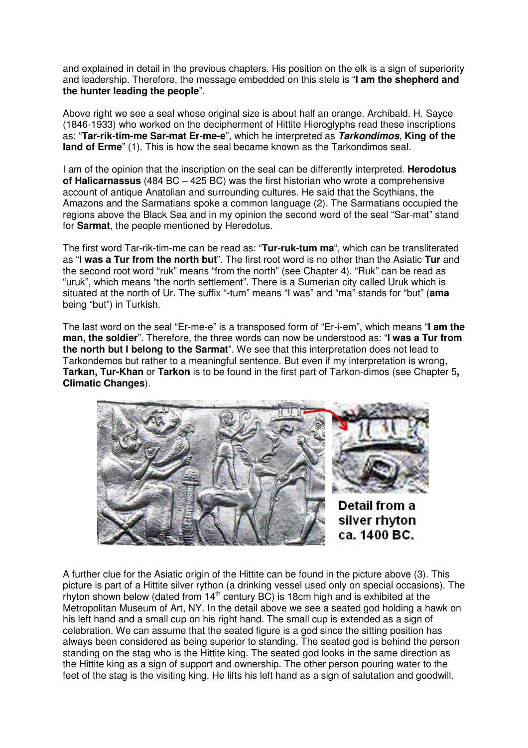and explained in detail in the previous chapters. His position on the elk is a sign of superiority and leadership. Therefore, the message embedded on this stele is "**I am the shepherd and the hunter leading the people**".

Above right we see a seal whose original size is about half an orange. Archibald. H. Sayce (1846-1933) who worked on the decipherment of Hittite Hieroglyphs read these inscriptions as: "**Tar-rik-tim-me Sar-mat Er-me-e**", which he interpreted as ***Tarkondimos***, **King of the land of Erme**" (1). This is how the seal became known as the Tarkondimos seal.

I am of the opinion that the inscription on the seal can be differently interpreted. **Herodotus of Halicarnassus** (484 BC – 425 BC) was the first historian who wrote a comprehensive account of antique Anatolian and surrounding cultures. He said that the Scythians, the Amazons and the Sarmatians spoke a common language (2). The Sarmatians occupied the regions above the Black Sea and in my opinion the second word of the seal "Sar-mat" stand for **Sarmat**, the people mentioned by Heredotus.

The first word Tar-rik-tim-me can be read as: "**Tur-ruk-tum ma**", which can be transliterated as "**I was a Tur from the north but**". The first root word is no other than the Asiatic **Tur** and the second root word "ruk" means "from the north" (see Chapter 4). "Ruk" can be read as "uruk", which means "the north settlement". There is a Sumerian city called Uruk which is situated at the north of Ur. The suffix "-tum" means "I was" and "ma" stands for "but" (**ama** being "but") in Turkish.

The last word on the seal "Er-me-e" is a transposed form of "Er-i-em", which means "**I am the man, the soldier**". Therefore, the three words can now be understood as: "**I was a Tur from the north but I belong to the Sarmat**". We see that this interpretation does not lead to Tarkondemos but rather to a meaningful sentence. But even if my interpretation is wrong, **Tarkan, Tur-Khan** or **Tarkon** is to be found in the first part of Tarkon-dimos (see Chapter 5**, Climatic Changes**).

**Detail from a silver rhyton ca. 1400 BC.**

A further clue for the Asiatic origin of the Hittite can be found in the picture above (3). This picture is part of a Hittite silver rython (a drinking vessel used only on special occasions). The rhyton shown below (dated from 14th century BC) is 18cm high and is exhibited at the Metropolitan Museum of Art, NY. In the detail above we see a seated god holding a hawk on his left hand and a small cup on his right hand. The small cup is extended as a sign of celebration. We can assume that the seated figure is a god since the sitting position has always been considered as being superior to standing. The seated god is behind the person standing on the stag who is the Hittite king. The seated god looks in the same direction as the Hittite king as a sign of support and ownership. The other person pouring water to the feet of the stag is the visiting king. He lifts his left hand as a sign of salutation and goodwill.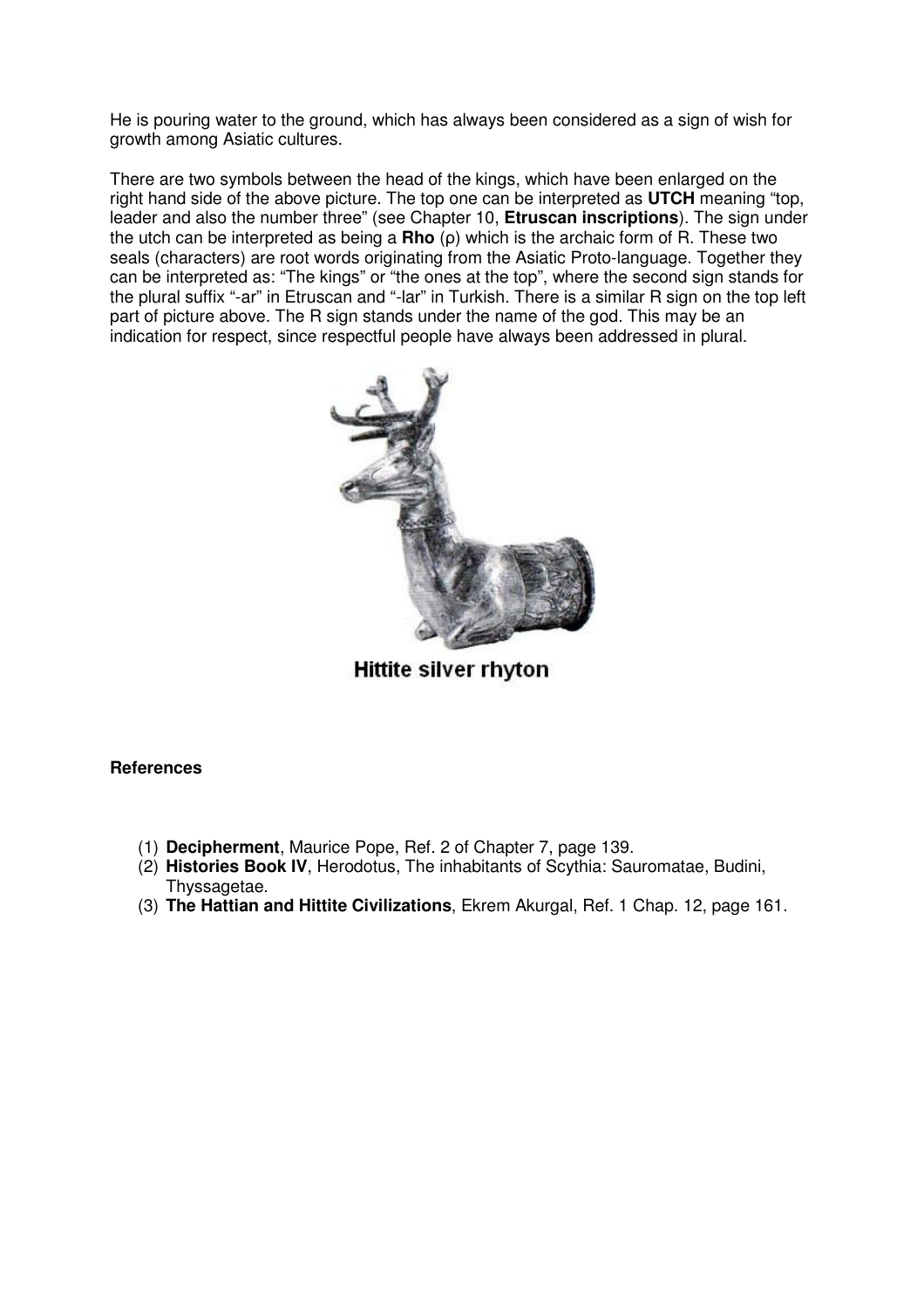He is pouring water to the ground, which has always been considered as a sign of wish for growth among Asiatic cultures.

There are two symbols between the head of the kings, which have been enlarged on the right hand side of the above picture. The top one can be interpreted as **UTCH** meaning "top, leader and also the number three" (see Chapter 10, **Etruscan inscriptions**). The sign under the utch can be interpreted as being a **Rho** (ρ) which is the archaic form of R. These two seals (characters) are root words originating from the Asiatic Proto-language. Together they can be interpreted as: "The kings" or "the ones at the top", where the second sign stands for the plural suffix "-ar" in Etruscan and "-lar" in Turkish. There is a similar R sign on the top left part of picture above. The R sign stands under the name of the god. This may be an indication for respect, since respectful people have always been addressed in plural.

Hittite silver rhyton

**References**

1. **Decipherment**, Maurice Pope, Ref. 2 of Chapter 7, page 139.
2. **Histories Book IV**, Herodotus, The inhabitants of Scythia: Sauromatae, Budini, Thyssagetae.
3. **The Hattian and Hittite Civilizations**, Ekrem Akurgal, Ref. 1 Chap. 12, page 161.